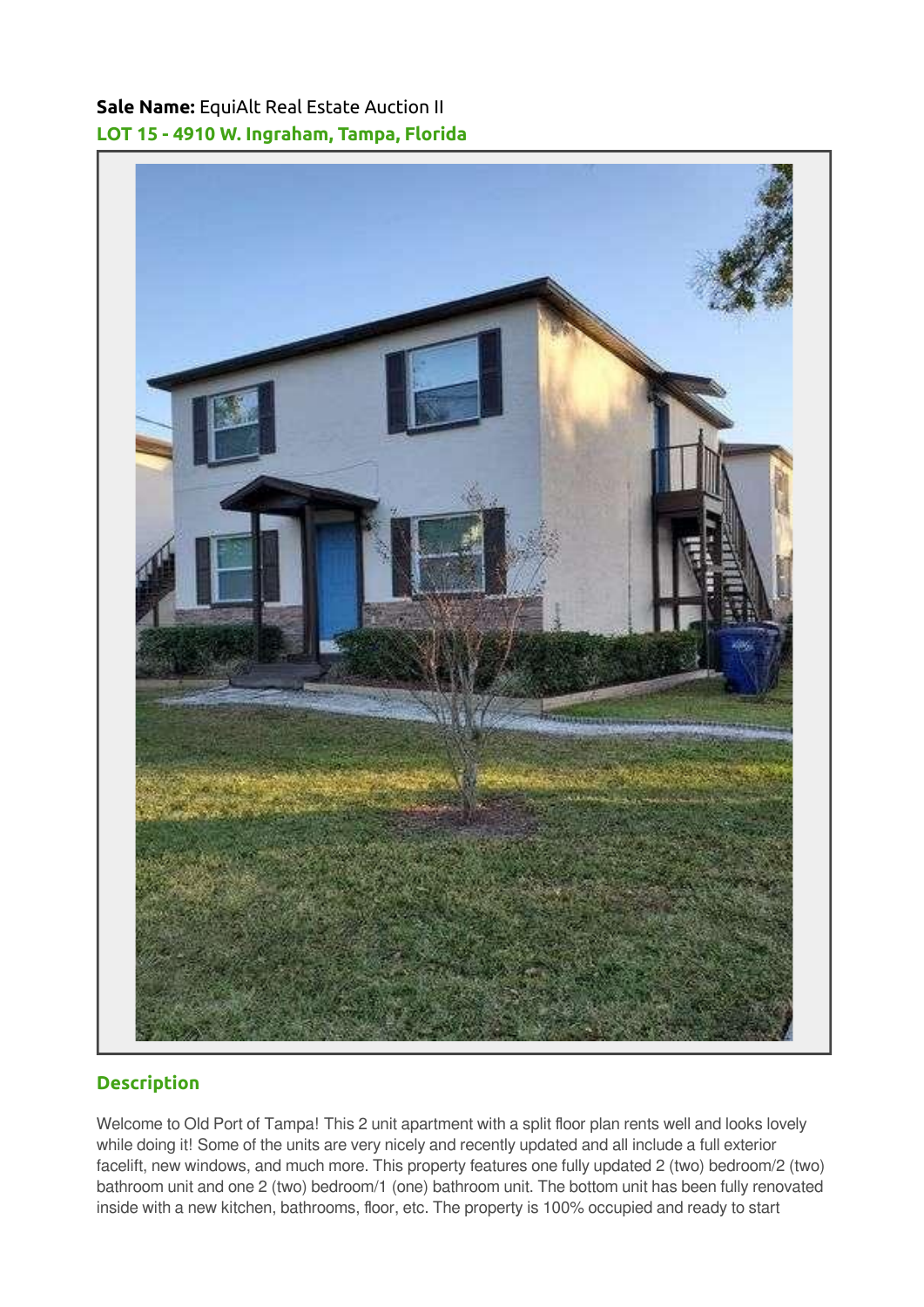**Sale Name:** EquiAlt Real Estate Auction II

## LOT 15 - 4910 W. Ingraham, Tampa, Florida

## Description

Welcome to Old Port of Tampa! This 2 unit apartment with a split floor plan rents well and looks lovely while doing it! Some of the units are very nicely and recently updated and all include a full exterior facelift, new windows, and much more. This property features one fully updated 2 (two) bedroom/2 (two) bathroom unit and one 2 (two) bedroom/1 (one) bathroom unit. The bottom unit has been fully renovated inside with a new kitchen, bathrooms, floor, etc. The property is 100% occupied and ready to start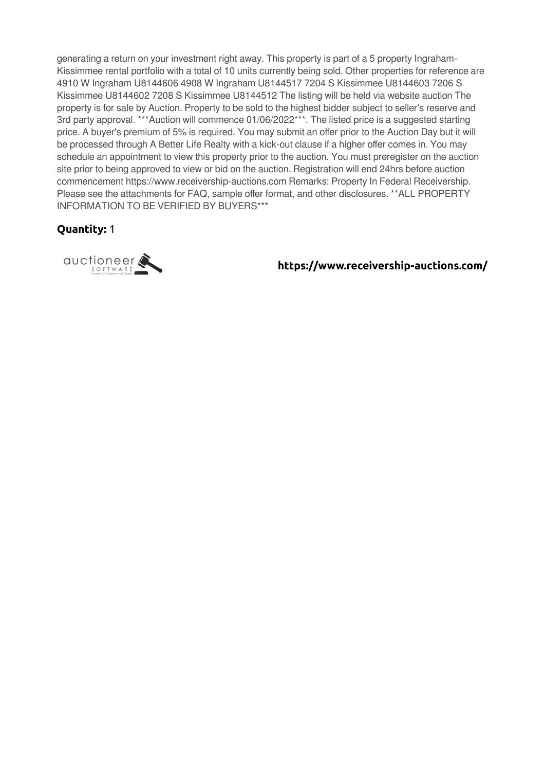generating a return on your investment right away. This property is part of a 5 property Ingraham-Kissimmee rental portfolio with a total of 10 units currently being sold. Other properties for reference are 4910 W Ingraham U8144606 4908 W Ingraham U8144517 7204 S Kissimmee U8144603 7206 S Kissimmee U8144602 7208 S Kissimmee U8144512 The listing will be held via website auction The property is for sale by Auction. Property to be sold to the highest bidder subject to seller's reserve and 3rd party approval. ***Auction will commence 01/06/2022***. The listed price is a suggested starting price. A buyer's premium of 5% is required. You may submit an offer prior to the Auction Day but it will be processed through A Better Life Realty with a kick-out clause if a higher offer comes in. You may schedule an appointment to view this property prior to the auction. You must preregister on the auction site prior to being approved to view or bid on the auction. Registration will end 24hrs before auction commencement https://www.receivership-auctions.com Remarks: Property In Federal Receivership. Please see the attachments for FAQ, sample offer format, and other disclosures. **ALL PROPERTY INFORMATION TO BE VERIFIED BY BUYERS***

**Quantity:** 1

auctioneer SOFTWARE

**https://www.receivership-auctions.com/**